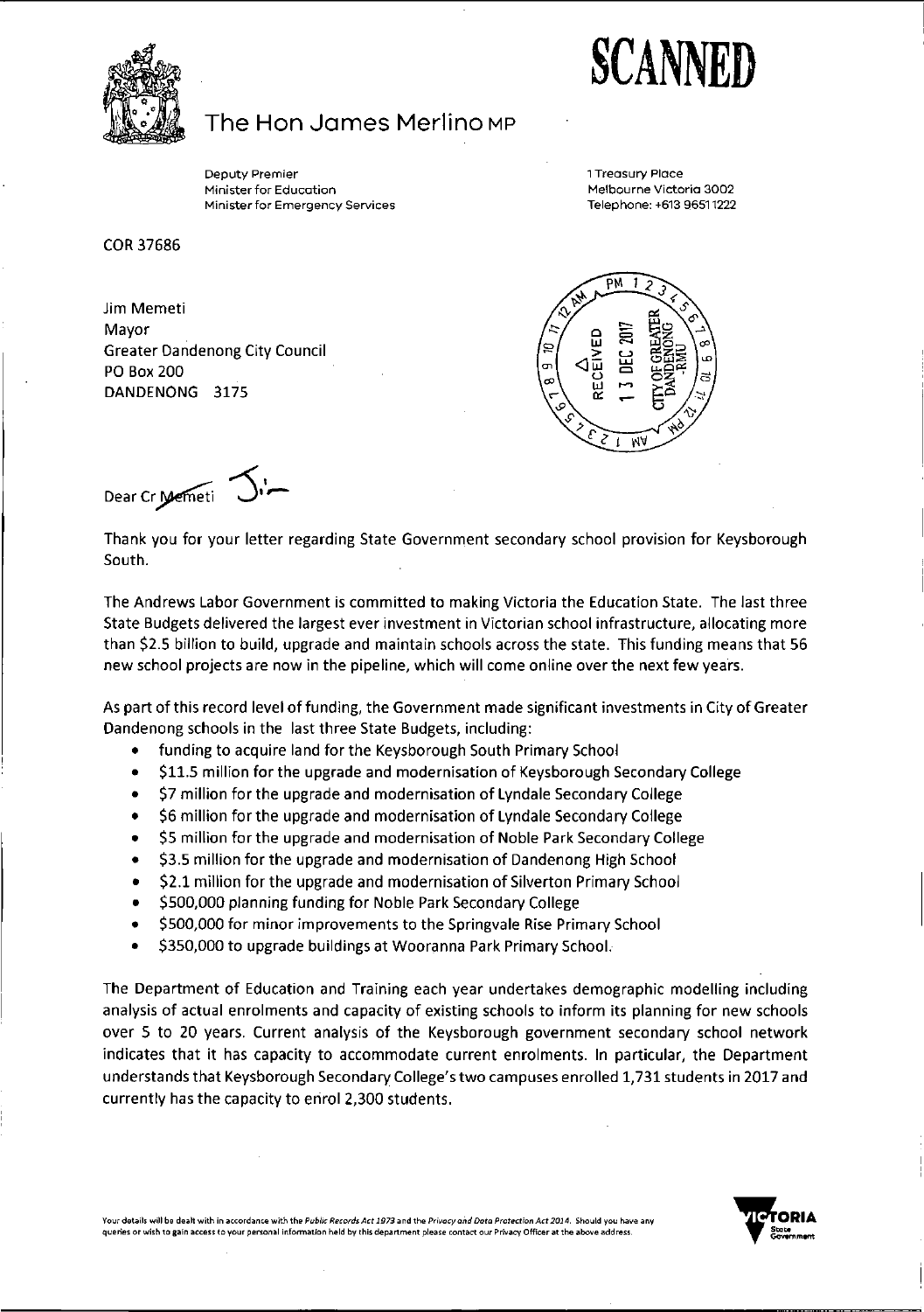SCANNED

# The Hon James Merlino MP

Deputy Premier
Minister for Education
Minister for Emergency Services

1 Treasury Place
Melbourne Victoria 3002
Telephone: +613 9651 1222

COR 37686

Jim Memeti
Mayor
Greater Dandenong City Council
PO Box 200
DANDENONG 3175

RECEIVED 13 DEC 2017 CITY OF GREATER DANDENONG -RMU

Dear Cr Memeti

Thank you for your letter regarding State Government secondary school provision for Keysborough South.

The Andrews Labor Government is committed to making Victoria the Education State. The last three State Budgets delivered the largest ever investment in Victorian school infrastructure, allocating more than $2.5 billion to build, upgrade and maintain schools across the state. This funding means that 56 new school projects are now in the pipeline, which will come online over the next few years.

As part of this record level of funding, the Government made significant investments in City of Greater Dandenong schools in the last three State Budgets, including:

- funding to acquire land for the Keysborough South Primary School
- $11.5 million for the upgrade and modernisation of Keysborough Secondary College
- $7 million for the upgrade and modernisation of Lyndale Secondary College
- $6 million for the upgrade and modernisation of Lyndale Secondary College
- $5 million for the upgrade and modernisation of Noble Park Secondary College
- $3.5 million for the upgrade and modernisation of Dandenong High School
- $2.1 million for the upgrade and modernisation of Silverton Primary School
- $500,000 planning funding for Noble Park Secondary College
- $500,000 for minor improvements to the Springvale Rise Primary School
- $350,000 to upgrade buildings at Wooranna Park Primary School.

The Department of Education and Training each year undertakes demographic modelling including analysis of actual enrolments and capacity of existing schools to inform its planning for new schools over 5 to 20 years. Current analysis of the Keysborough government secondary school network indicates that it has capacity to accommodate current enrolments. In particular, the Department understands that Keysborough Secondary College's two campuses enrolled 1,731 students in 2017 and currently has the capacity to enrol 2,300 students.

Your details will be dealt with in accordance with the *Public Records Act 1973* and the *Privacy and Data Protection Act 2014*. Should you have any queries or wish to gain access to your personal information held by this department please contact our Privacy Officer at the above address.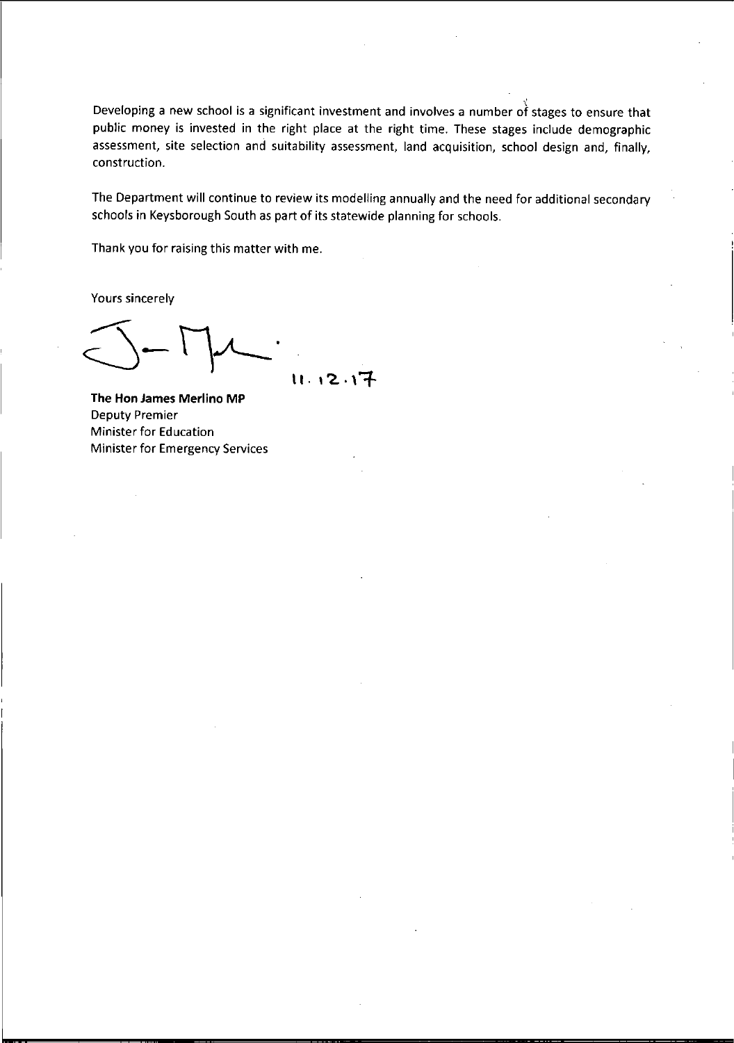Developing a new school is a significant investment and involves a number of stages to ensure that public money is invested in the right place at the right time. These stages include demographic assessment, site selection and suitability assessment, land acquisition, school design and, finally, construction.

The Department will continue to review its modelling annually and the need for additional secondary schools in Keysborough South as part of its statewide planning for schools.

Thank you for raising this matter with me.

Yours sincerely

11.12.17

**The Hon James Merlino MP**
Deputy Premier
Minister for Education
Minister for Emergency Services